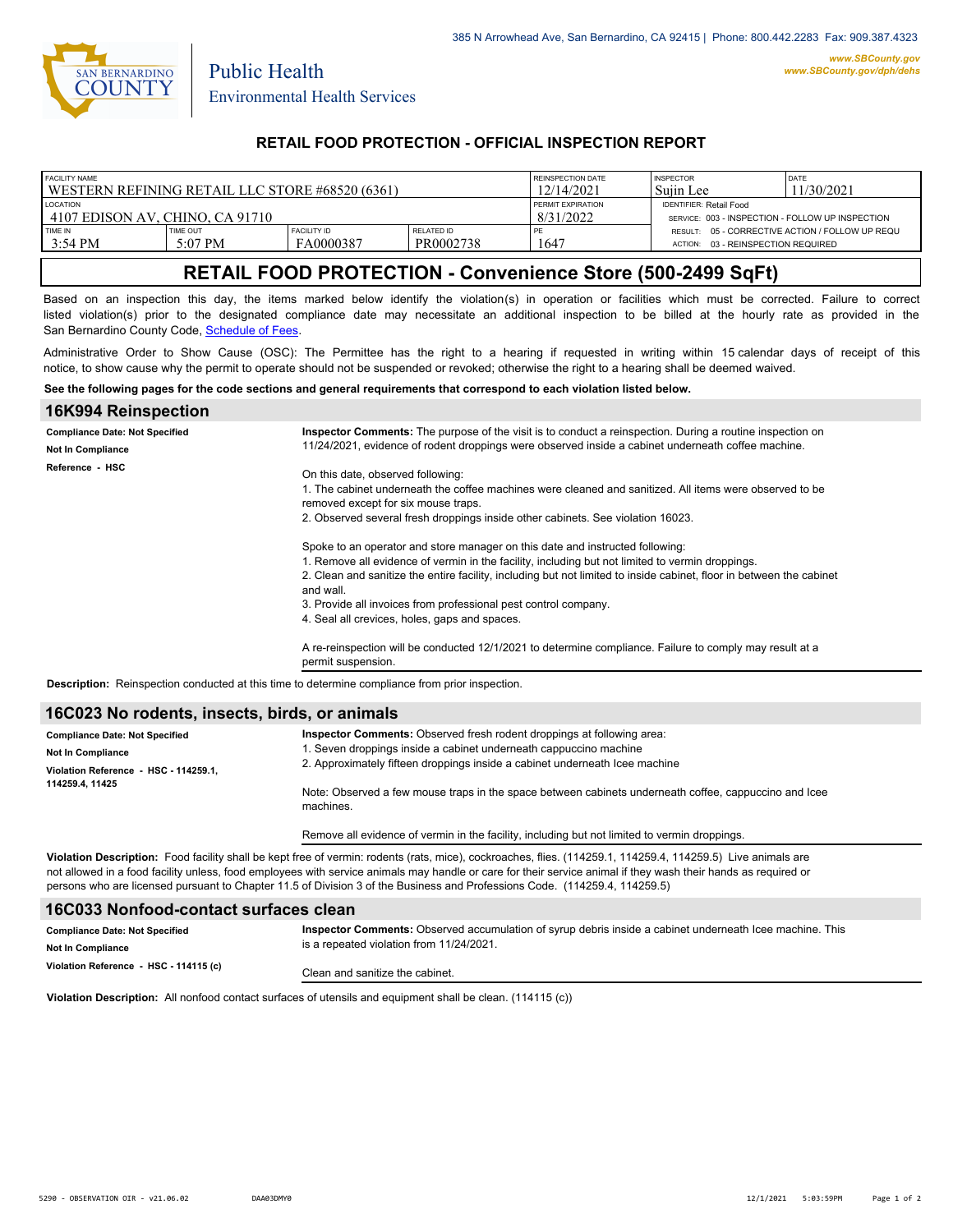385 N Arrowhead Ave, San Bernardino, CA 92415 | Phone: 800.442.2283 Fax: 909.387.4323

www.SBCounty.gov
www.SBCounty.gov/dph/dehs

SAN BERNARDINO COUNTY

Public Health
Environmental Health Services

## RETAIL FOOD PROTECTION - OFFICIAL INSPECTION REPORT

| FACILITY NAME | | | | REINSPECTION DATE | INSPECTOR | DATE |
|---|---|---|---|---|---|---|
| WESTERN REFINING RETAIL LLC STORE #68520 (6361) | | | | 12/14/2021 | Sujin Lee | 11/30/2021 |
| LOCATION | | | | PERMIT EXPIRATION | IDENTIFIER: Retail Food | |
| 4107 EDISON AV, CHINO, CA 91710 | | | | 8/31/2022 | SERVICE: 003 - INSPECTION - FOLLOW UP INSPECTION | |
| TIME IN | TIME OUT | FACILITY ID | RELATED ID | PE | RESULT: 05 - CORRECTIVE ACTION / FOLLOW UP REQU | |
| 3:54 PM | 5:07 PM | FA0000387 | PR0002738 | 1647 | ACTION: 03 - REINSPECTION REQUIRED | |

# RETAIL FOOD PROTECTION - Convenience Store (500-2499 SqFt)

Based on an inspection this day, the items marked below identify the violation(s) in operation or facilities which must be corrected. Failure to correct listed violation(s) prior to the designated compliance date may necessitate an additional inspection to be billed at the hourly rate as provided in the San Bernardino County Code, Schedule of Fees.

Administrative Order to Show Cause (OSC): The Permittee has the right to a hearing if requested in writing within 15 calendar days of receipt of this notice, to show cause why the permit to operate should not be suspended or revoked; otherwise the right to a hearing shall be deemed waived.

**See the following pages for the code sections and general requirements that correspond to each violation listed below.**

## 16K994 Reinspection

**Compliance Date: Not Specified**

**Not In Compliance**

**Reference - HSC**

**Inspector Comments:** The purpose of the visit is to conduct a reinspection. During a routine inspection on 11/24/2021, evidence of rodent droppings were observed inside a cabinet underneath coffee machine.

On this date, observed following:
1. The cabinet underneath the coffee machines were cleaned and sanitized. All items were observed to be removed except for six mouse traps.
2. Observed several fresh droppings inside other cabinets. See violation 16023.

Spoke to an operator and store manager on this date and instructed following:
1. Remove all evidence of vermin in the facility, including but not limited to vermin droppings.
2. Clean and sanitize the entire facility, including but not limited to inside cabinet, floor in between the cabinet and wall.
3. Provide all invoices from professional pest control company.
4. Seal all crevices, holes, gaps and spaces.

A re-reinspection will be conducted 12/1/2021 to determine compliance. Failure to comply may result at a permit suspension.

**Description:** Reinspection conducted at this time to determine compliance from prior inspection.

## 16C023 No rodents, insects, birds, or animals

**Compliance Date: Not Specified**

**Not In Compliance**

**Violation Reference - HSC - 114259.1, 114259.4, 11425**

**Inspector Comments:** Observed fresh rodent droppings at following area:
1. Seven droppings inside a cabinet underneath cappuccino machine
2. Approximately fifteen droppings inside a cabinet underneath Icee machine

Note: Observed a few mouse traps in the space between cabinets underneath coffee, cappuccino and Icee machines.

Remove all evidence of vermin in the facility, including but not limited to vermin droppings.

**Violation Description:** Food facility shall be kept free of vermin: rodents (rats, mice), cockroaches, flies. (114259.1, 114259.4, 114259.5) Live animals are not allowed in a food facility unless, food employees with service animals may handle or care for their service animal if they wash their hands as required or persons who are licensed pursuant to Chapter 11.5 of Division 3 of the Business and Professions Code. (114259.4, 114259.5)

## 16C033 Nonfood-contact surfaces clean

**Compliance Date: Not Specified**

**Not In Compliance**

**Violation Reference - HSC - 114115 (c)**

**Inspector Comments:** Observed accumulation of syrup debris inside a cabinet underneath Icee machine. This is a repeated violation from 11/24/2021.

Clean and sanitize the cabinet.

**Violation Description:** All nonfood contact surfaces of utensils and equipment shall be clean. (114115 (c))

5290 - OBSERVATION OIR - v21.06.02 DAA03DMY0 12/1/2021 5:03:59PM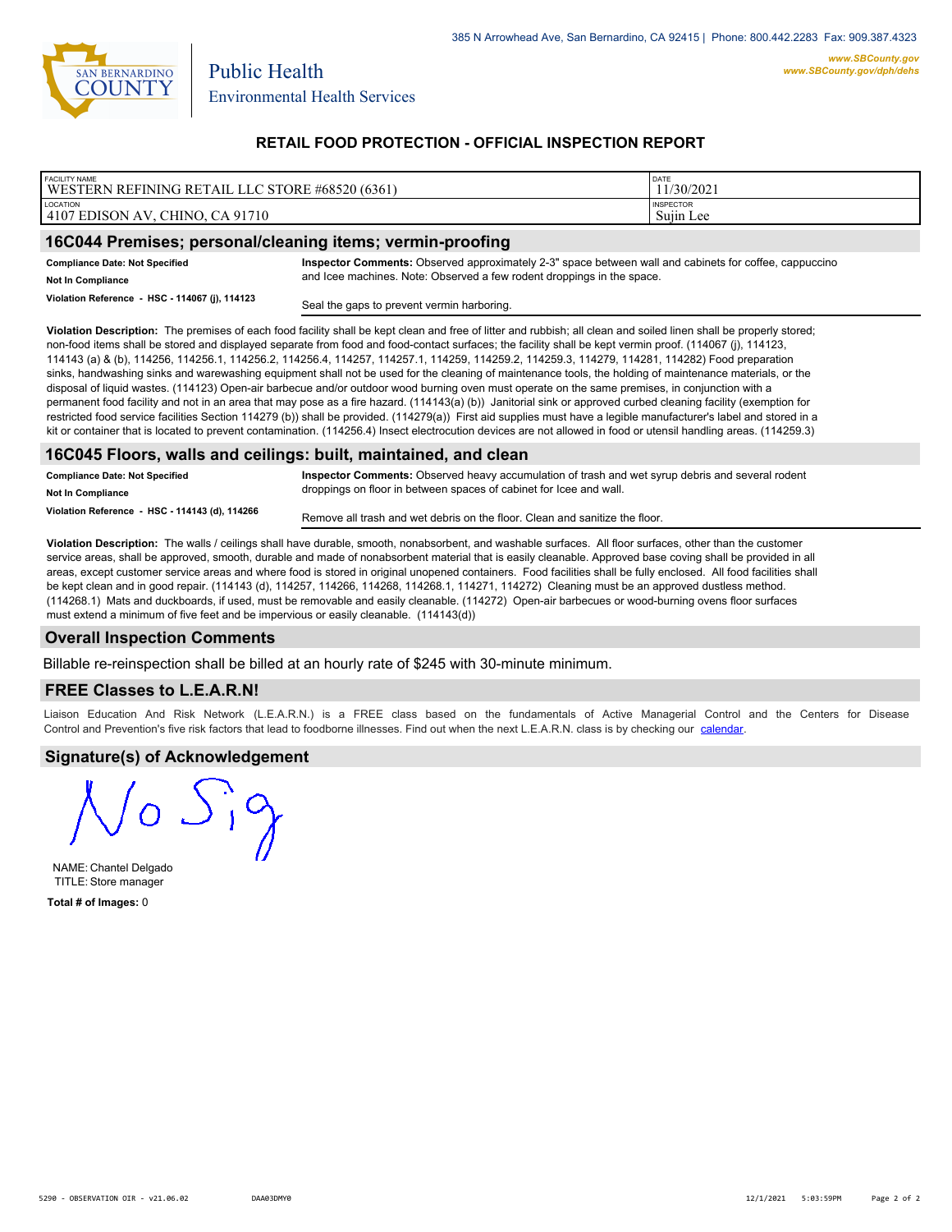385 N Arrowhead Ave, San Bernardino, CA 92415 | Phone: 800.442.2283 Fax: 909.387.4323

www.SBCounty.gov
www.SBCounty.gov/dph/dehs

SAN BERNARDINO COUNTY

Public Health
Environmental Health Services

## RETAIL FOOD PROTECTION - OFFICIAL INSPECTION REPORT

| FACILITY NAME | DATE |
|---|---|
| WESTERN REFINING RETAIL LLC STORE #68520 (6361) | 11/30/2021 |
| LOCATION | INSPECTOR |
| 4107 EDISON AV, CHINO, CA 91710 | Sujin Lee |

## 16C044 Premises; personal/cleaning items; vermin-proofing

**Compliance Date: Not Specified**

**Not In Compliance**

**Violation Reference - HSC - 114067 (j), 114123**

**Inspector Comments:** Observed approximately 2-3" space between wall and cabinets for coffee, cappuccino and Icee machines. Note: Observed a few rodent droppings in the space.

Seal the gaps to prevent vermin harboring.

**Violation Description:** The premises of each food facility shall be kept clean and free of litter and rubbish; all clean and soiled linen shall be properly stored; non-food items shall be stored and displayed separate from food and food-contact surfaces; the facility shall be kept vermin proof. (114067 (j), 114123, 114143 (a) & (b), 114256, 114256.1, 114256.2, 114256.4, 114257, 114257.1, 114259, 114259.2, 114259.3, 114279, 114281, 114282) Food preparation sinks, handwashing sinks and warewashing equipment shall not be used for the cleaning of maintenance tools, the holding of maintenance materials, or the disposal of liquid wastes. (114123) Open-air barbecue and/or outdoor wood burning oven must operate on the same premises, in conjunction with a permanent food facility and not in an area that may pose as a fire hazard. (114143(a) (b)) Janitorial sink or approved curbed cleaning facility (exemption for restricted food service facilities Section 114279 (b)) shall be provided. (114279(a)) First aid supplies must have a legible manufacturer's label and stored in a kit or container that is located to prevent contamination. (114256.4) Insect electrocution devices are not allowed in food or utensil handling areas. (114259.3)

## 16C045 Floors, walls and ceilings: built, maintained, and clean

**Compliance Date: Not Specified**

**Not In Compliance**

**Violation Reference - HSC - 114143 (d), 114266**

**Inspector Comments:** Observed heavy accumulation of trash and wet syrup debris and several rodent droppings on floor in between spaces of cabinet for Icee and wall.

Remove all trash and wet debris on the floor. Clean and sanitize the floor.

**Violation Description:** The walls / ceilings shall have durable, smooth, nonabsorbent, and washable surfaces. All floor surfaces, other than the customer service areas, shall be approved, smooth, durable and made of nonabsorbent material that is easily cleanable. Approved base coving shall be provided in all areas, except customer service areas and where food is stored in original unopened containers. Food facilities shall be fully enclosed. All food facilities shall be kept clean and in good repair. (114143 (d), 114257, 114266, 114268, 114268.1, 114271, 114272) Cleaning must be an approved dustless method. (114268.1) Mats and duckboards, if used, must be removable and easily cleanable. (114272) Open-air barbecues or wood-burning ovens floor surfaces must extend a minimum of five feet and be impervious or easily cleanable. (114143(d))

## Overall Inspection Comments

Billable re-reinspection shall be billed at an hourly rate of $245 with 30-minute minimum.

## FREE Classes to L.E.A.R.N!

Liaison Education And Risk Network (L.E.A.R.N.) is a FREE class based on the fundamentals of Active Managerial Control and the Centers for Disease Control and Prevention's five risk factors that lead to foodborne illnesses. Find out when the next L.E.A.R.N. class is by checking our calendar.

## Signature(s) of Acknowledgement

No Sig

NAME: Chantel Delgado
TITLE: Store manager

**Total # of Images:** 0

5290 - OBSERVATION OIR - v21.06.02    DAA03DMY0    12/1/2021 5:03:59PM